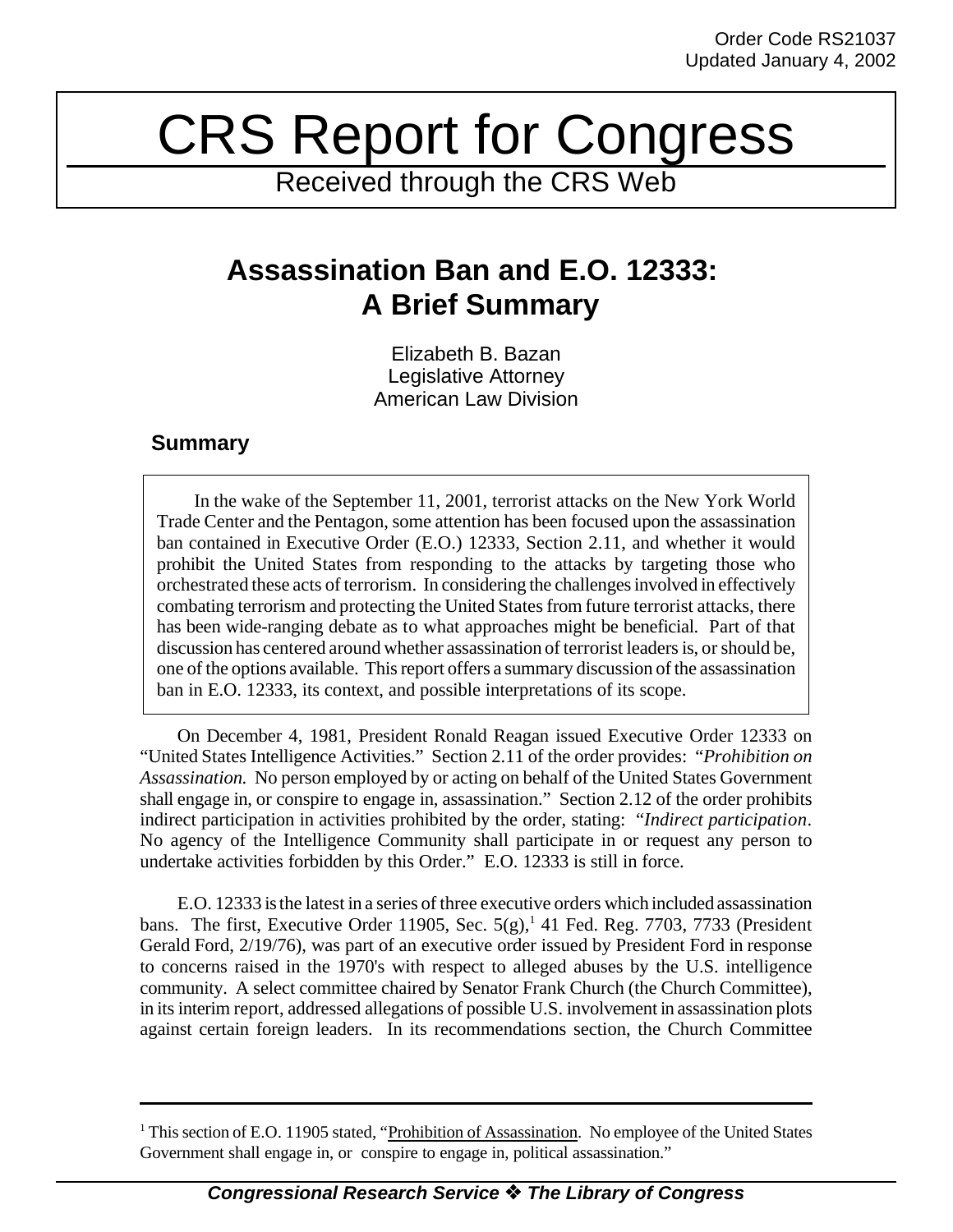Order Code RS21037
Updated January 4, 2002

# CRS Report for Congress

Received through the CRS Web

## Assassination Ban and E.O. 12333: A Brief Summary

Elizabeth B. Bazan
Legislative Attorney
American Law Division

### Summary

In the wake of the September 11, 2001, terrorist attacks on the New York World Trade Center and the Pentagon, some attention has been focused upon the assassination ban contained in Executive Order (E.O.) 12333, Section 2.11, and whether it would prohibit the United States from responding to the attacks by targeting those who orchestrated these acts of terrorism. In considering the challenges involved in effectively combating terrorism and protecting the United States from future terrorist attacks, there has been wide-ranging debate as to what approaches might be beneficial. Part of that discussion has centered around whether assassination of terrorist leaders is, or should be, one of the options available. This report offers a summary discussion of the assassination ban in E.O. 12333, its context, and possible interpretations of its scope.

On December 4, 1981, President Ronald Reagan issued Executive Order 12333 on "United States Intelligence Activities." Section 2.11 of the order provides: "*Prohibition on Assassination.* No person employed by or acting on behalf of the United States Government shall engage in, or conspire to engage in, assassination." Section 2.12 of the order prohibits indirect participation in activities prohibited by the order, stating: "*Indirect participation*. No agency of the Intelligence Community shall participate in or request any person to undertake activities forbidden by this Order." E.O. 12333 is still in force.

E.O. 12333 is the latest in a series of three executive orders which included assassination bans. The first, Executive Order 11905, Sec. 5(g),[1] 41 Fed. Reg. 7703, 7733 (President Gerald Ford, 2/19/76), was part of an executive order issued by President Ford in response to concerns raised in the 1970's with respect to alleged abuses by the U.S. intelligence community. A select committee chaired by Senator Frank Church (the Church Committee), in its interim report, addressed allegations of possible U.S. involvement in assassination plots against certain foreign leaders. In its recommendations section, the Church Committee

---

[1] This section of E.O. 11905 stated, "Prohibition of Assassination. No employee of the United States Government shall engage in, or conspire to engage in, political assassination."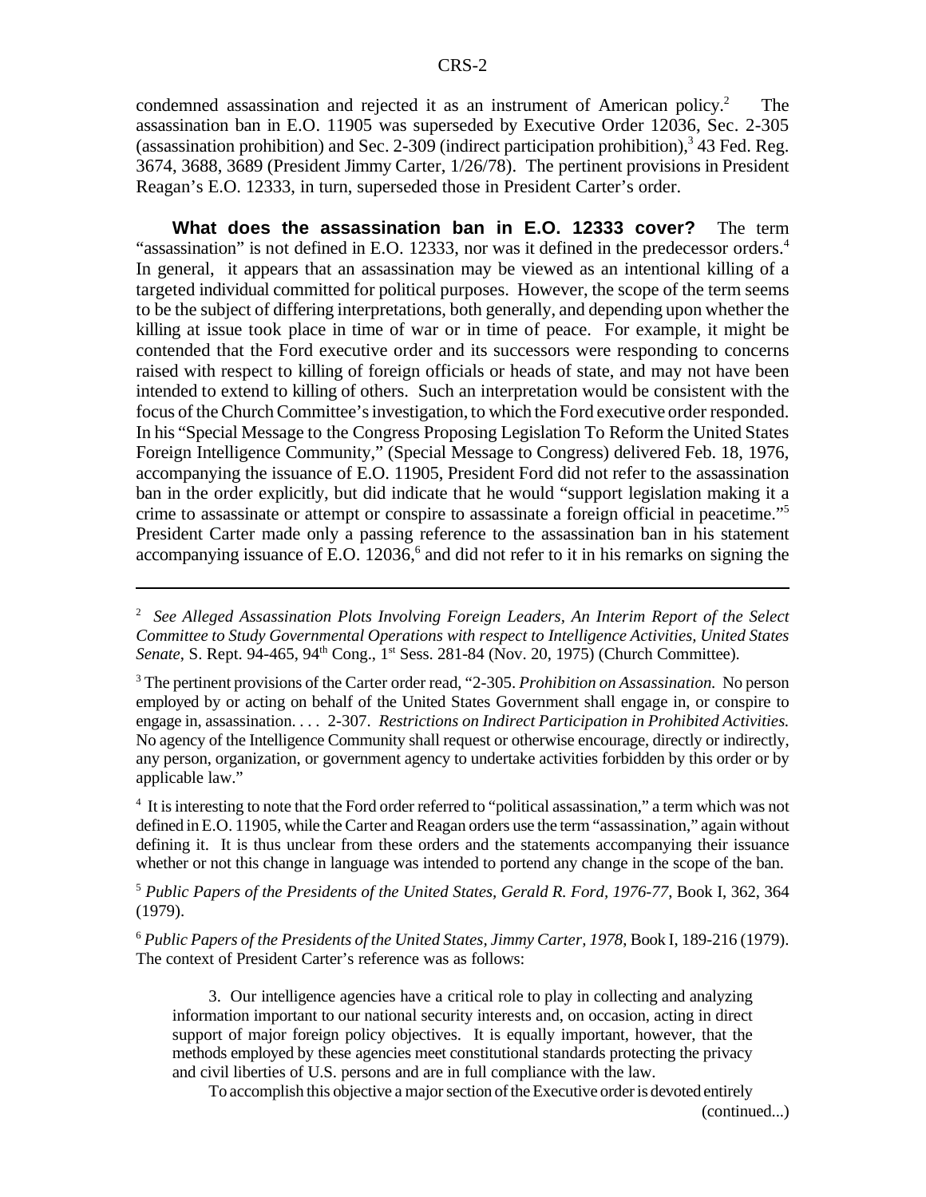condemned assassination and rejected it as an instrument of American policy.[2] The assassination ban in E.O. 11905 was superseded by Executive Order 12036, Sec. 2-305 (assassination prohibition) and Sec. 2-309 (indirect participation prohibition),[3] 43 Fed. Reg. 3674, 3688, 3689 (President Jimmy Carter, 1/26/78). The pertinent provisions in President Reagan's E.O. 12333, in turn, superseded those in President Carter's order.

**What does the assassination ban in E.O. 12333 cover?** The term "assassination" is not defined in E.O. 12333, nor was it defined in the predecessor orders.[4] In general, it appears that an assassination may be viewed as an intentional killing of a targeted individual committed for political purposes. However, the scope of the term seems to be the subject of differing interpretations, both generally, and depending upon whether the killing at issue took place in time of war or in time of peace. For example, it might be contended that the Ford executive order and its successors were responding to concerns raised with respect to killing of foreign officials or heads of state, and may not have been intended to extend to killing of others. Such an interpretation would be consistent with the focus of the Church Committee's investigation, to which the Ford executive order responded. In his "Special Message to the Congress Proposing Legislation To Reform the United States Foreign Intelligence Community," (Special Message to Congress) delivered Feb. 18, 1976, accompanying the issuance of E.O. 11905, President Ford did not refer to the assassination ban in the order explicitly, but did indicate that he would "support legislation making it a crime to assassinate or attempt or conspire to assassinate a foreign official in peacetime."[5] President Carter made only a passing reference to the assassination ban in his statement accompanying issuance of E.O. 12036,[6] and did not refer to it in his remarks on signing the

---

[2] *See Alleged Assassination Plots Involving Foreign Leaders, An Interim Report of the Select Committee to Study Governmental Operations with respect to Intelligence Activities, United States Senate*, S. Rept. 94-465, 94th Cong., 1st Sess. 281-84 (Nov. 20, 1975) (Church Committee).

[3] The pertinent provisions of the Carter order read, "2-305. *Prohibition on Assassination.* No person employed by or acting on behalf of the United States Government shall engage in, or conspire to engage in, assassination. . . . 2-307. *Restrictions on Indirect Participation in Prohibited Activities.* No agency of the Intelligence Community shall request or otherwise encourage, directly or indirectly, any person, organization, or government agency to undertake activities forbidden by this order or by applicable law."

[4] It is interesting to note that the Ford order referred to "political assassination," a term which was not defined in E.O. 11905, while the Carter and Reagan orders use the term "assassination," again without defining it. It is thus unclear from these orders and the statements accompanying their issuance whether or not this change in language was intended to portend any change in the scope of the ban.

[5] *Public Papers of the Presidents of the United States, Gerald R. Ford, 1976-77*, Book I, 362, 364 (1979).

[6] *Public Papers of the Presidents of the United States, Jimmy Carter, 1978*, Book I, 189-216 (1979). The context of President Carter's reference was as follows:

> 3. Our intelligence agencies have a critical role to play in collecting and analyzing information important to our national security interests and, on occasion, acting in direct support of major foreign policy objectives. It is equally important, however, that the methods employed by these agencies meet constitutional standards protecting the privacy and civil liberties of U.S. persons and are in full compliance with the law.
>
> To accomplish this objective a major section of the Executive order is devoted entirely

(continued...)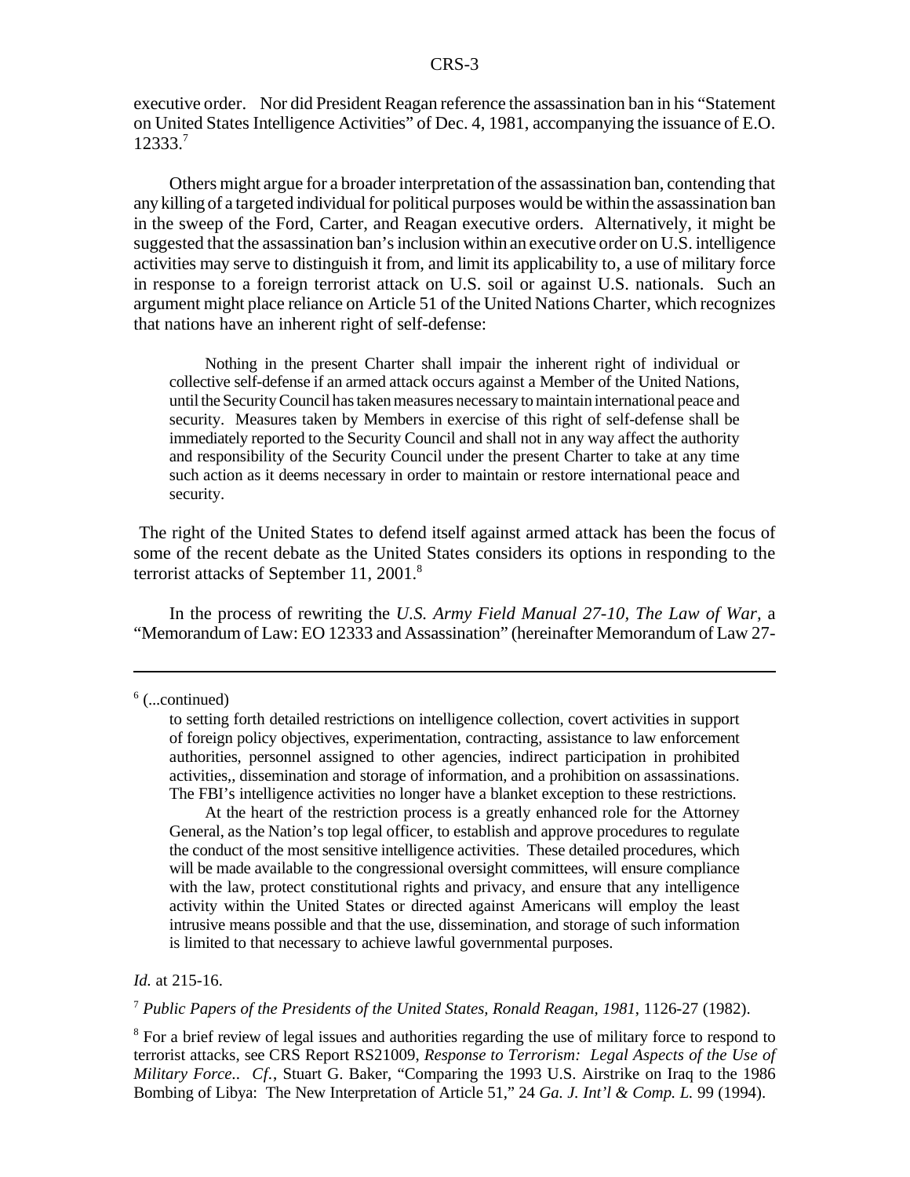executive order. Nor did President Reagan reference the assassination ban in his "Statement on United States Intelligence Activities" of Dec. 4, 1981, accompanying the issuance of E.O. 12333.[7]

Others might argue for a broader interpretation of the assassination ban, contending that any killing of a targeted individual for political purposes would be within the assassination ban in the sweep of the Ford, Carter, and Reagan executive orders. Alternatively, it might be suggested that the assassination ban's inclusion within an executive order on U.S. intelligence activities may serve to distinguish it from, and limit its applicability to, a use of military force in response to a foreign terrorist attack on U.S. soil or against U.S. nationals. Such an argument might place reliance on Article 51 of the United Nations Charter, which recognizes that nations have an inherent right of self-defense:

> Nothing in the present Charter shall impair the inherent right of individual or collective self-defense if an armed attack occurs against a Member of the United Nations, until the Security Council has taken measures necessary to maintain international peace and security. Measures taken by Members in exercise of this right of self-defense shall be immediately reported to the Security Council and shall not in any way affect the authority and responsibility of the Security Council under the present Charter to take at any time such action as it deems necessary in order to maintain or restore international peace and security.

The right of the United States to defend itself against armed attack has been the focus of some of the recent debate as the United States considers its options in responding to the terrorist attacks of September 11, 2001.[8]

In the process of rewriting the *U.S. Army Field Manual 27-10, The Law of War*, a "Memorandum of Law: EO 12333 and Assassination" (hereinafter Memorandum of Law 27-

---

[6] (...continued)

to setting forth detailed restrictions on intelligence collection, covert activities in support of foreign policy objectives, experimentation, contracting, assistance to law enforcement authorities, personnel assigned to other agencies, indirect participation in prohibited activities,, dissemination and storage of information, and a prohibition on assassinations. The FBI's intelligence activities no longer have a blanket exception to these restrictions.

At the heart of the restriction process is a greatly enhanced role for the Attorney General, as the Nation's top legal officer, to establish and approve procedures to regulate the conduct of the most sensitive intelligence activities. These detailed procedures, which will be made available to the congressional oversight committees, will ensure compliance with the law, protect constitutional rights and privacy, and ensure that any intelligence activity within the United States or directed against Americans will employ the least intrusive means possible and that the use, dissemination, and storage of such information is limited to that necessary to achieve lawful governmental purposes.

*Id.* at 215-16.

[7] *Public Papers of the Presidents of the United States, Ronald Reagan, 1981*, 1126-27 (1982).

[8] For a brief review of legal issues and authorities regarding the use of military force to respond to terrorist attacks, see CRS Report RS21009, *Response to Terrorism: Legal Aspects of the Use of Military Force.. Cf.*, Stuart G. Baker, "Comparing the 1993 U.S. Airstrike on Iraq to the 1986 Bombing of Libya: The New Interpretation of Article 51," 24 *Ga. J. Int'l & Comp. L.* 99 (1994).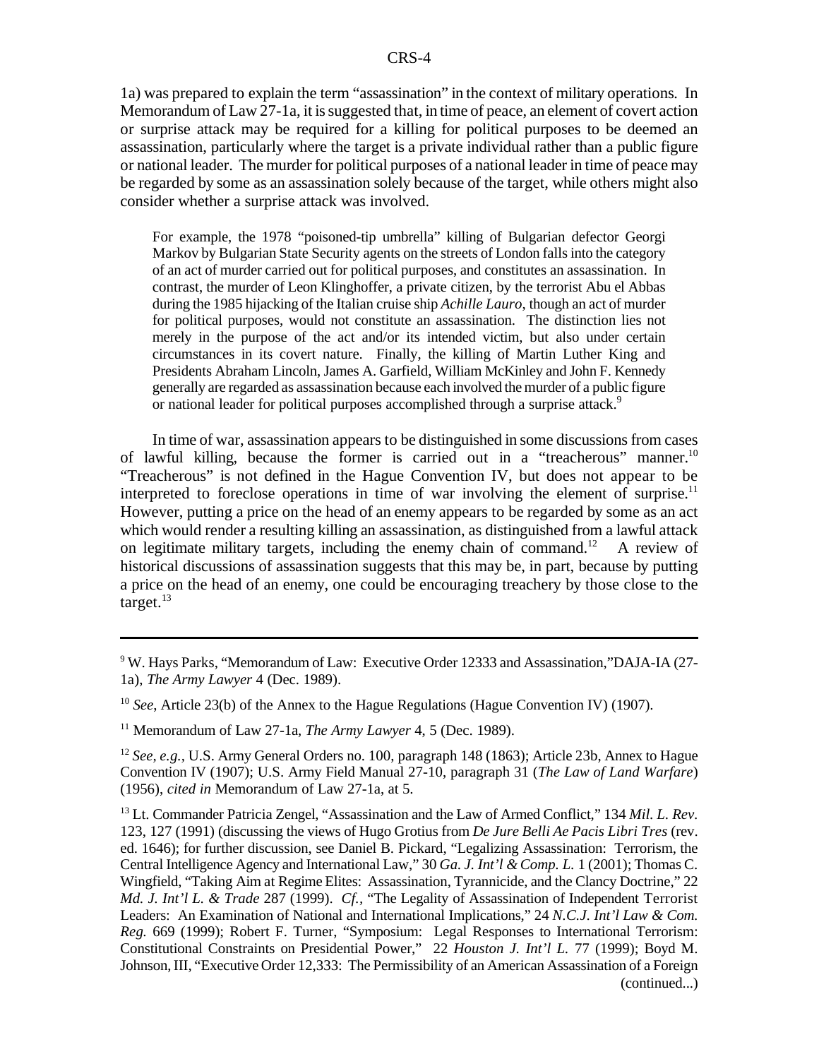1a) was prepared to explain the term "assassination" in the context of military operations. In Memorandum of Law 27-1a, it is suggested that, in time of peace, an element of covert action or surprise attack may be required for a killing for political purposes to be deemed an assassination, particularly where the target is a private individual rather than a public figure or national leader. The murder for political purposes of a national leader in time of peace may be regarded by some as an assassination solely because of the target, while others might also consider whether a surprise attack was involved.

> For example, the 1978 "poisoned-tip umbrella" killing of Bulgarian defector Georgi Markov by Bulgarian State Security agents on the streets of London falls into the category of an act of murder carried out for political purposes, and constitutes an assassination. In contrast, the murder of Leon Klinghoffer, a private citizen, by the terrorist Abu el Abbas during the 1985 hijacking of the Italian cruise ship *Achille Lauro*, though an act of murder for political purposes, would not constitute an assassination. The distinction lies not merely in the purpose of the act and/or its intended victim, but also under certain circumstances in its covert nature. Finally, the killing of Martin Luther King and Presidents Abraham Lincoln, James A. Garfield, William McKinley and John F. Kennedy generally are regarded as assassination because each involved the murder of a public figure or national leader for political purposes accomplished through a surprise attack.[9]

In time of war, assassination appears to be distinguished in some discussions from cases of lawful killing, because the former is carried out in a "treacherous" manner.[10] "Treacherous" is not defined in the Hague Convention IV, but does not appear to be interpreted to foreclose operations in time of war involving the element of surprise.[11] However, putting a price on the head of an enemy appears to be regarded by some as an act which would render a resulting killing an assassination, as distinguished from a lawful attack on legitimate military targets, including the enemy chain of command.[12] A review of historical discussions of assassination suggests that this may be, in part, because by putting a price on the head of an enemy, one could be encouraging treachery by those close to the target.[13]

---

[9] W. Hays Parks, "Memorandum of Law: Executive Order 12333 and Assassination,"DAJA-IA (27-1a), *The Army Lawyer* 4 (Dec. 1989).

[10] *See*, Article 23(b) of the Annex to the Hague Regulations (Hague Convention IV) (1907).

[11] Memorandum of Law 27-1a, *The Army Lawyer* 4, 5 (Dec. 1989).

[12] *See, e.g.*, U.S. Army General Orders no. 100, paragraph 148 (1863); Article 23b, Annex to Hague Convention IV (1907); U.S. Army Field Manual 27-10, paragraph 31 (*The Law of Land Warfare*) (1956), *cited in* Memorandum of Law 27-1a, at 5.

[13] Lt. Commander Patricia Zengel, "Assassination and the Law of Armed Conflict," 134 *Mil. L. Rev.* 123, 127 (1991) (discussing the views of Hugo Grotius from *De Jure Belli Ae Pacis Libri Tres* (rev. ed. 1646); for further discussion, see Daniel B. Pickard, "Legalizing Assassination: Terrorism, the Central Intelligence Agency and International Law," 30 *Ga. J. Int'l & Comp. L.* 1 (2001); Thomas C. Wingfield, "Taking Aim at Regime Elites: Assassination, Tyrannicide, and the Clancy Doctrine," 22 *Md. J. Int'l L. & Trade* 287 (1999). *Cf.*, "The Legality of Assassination of Independent Terrorist Leaders: An Examination of National and International Implications," 24 *N.C.J. Int'l Law & Com. Reg.* 669 (1999); Robert F. Turner, "Symposium: Legal Responses to International Terrorism: Constitutional Constraints on Presidential Power," 22 *Houston J. Int'l L.* 77 (1999); Boyd M. Johnson, III, "Executive Order 12,333: The Permissibility of an American Assassination of a Foreign (continued...)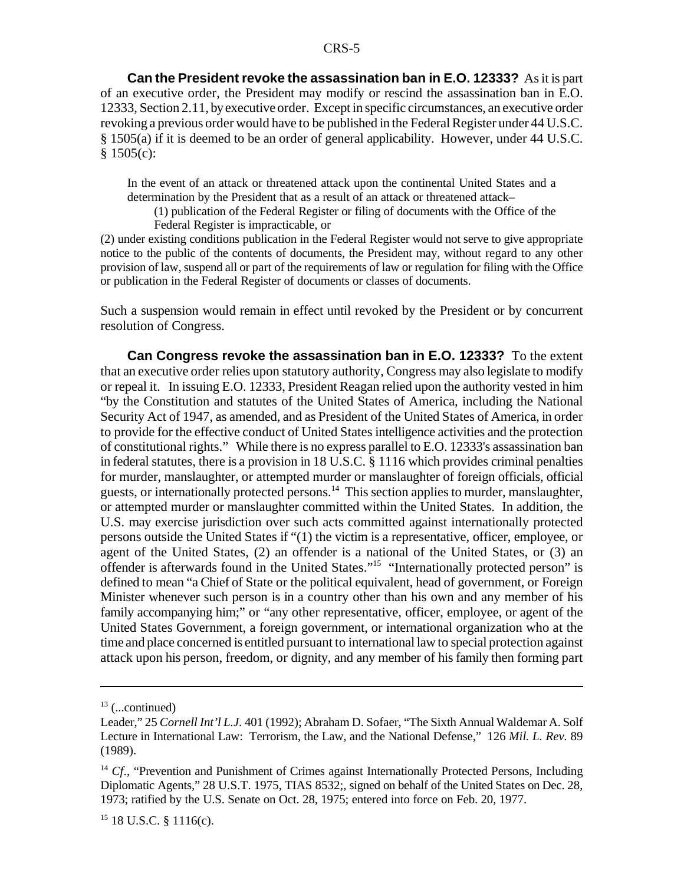**Can the President revoke the assassination ban in E.O. 12333?** As it is part of an executive order, the President may modify or rescind the assassination ban in E.O. 12333, Section 2.11, by executive order. Except in specific circumstances, an executive order revoking a previous order would have to be published in the Federal Register under 44 U.S.C. § 1505(a) if it is deemed to be an order of general applicability. However, under 44 U.S.C. § 1505(c):

> In the event of an attack or threatened attack upon the continental United States and a determination by the President that as a result of an attack or threatened attack–
>
> (1) publication of the Federal Register or filing of documents with the Office of the Federal Register is impracticable, or
>
> (2) under existing conditions publication in the Federal Register would not serve to give appropriate notice to the public of the contents of documents, the President may, without regard to any other provision of law, suspend all or part of the requirements of law or regulation for filing with the Office or publication in the Federal Register of documents or classes of documents.

Such a suspension would remain in effect until revoked by the President or by concurrent resolution of Congress.

**Can Congress revoke the assassination ban in E.O. 12333?** To the extent that an executive order relies upon statutory authority, Congress may also legislate to modify or repeal it. In issuing E.O. 12333, President Reagan relied upon the authority vested in him "by the Constitution and statutes of the United States of America, including the National Security Act of 1947, as amended, and as President of the United States of America, in order to provide for the effective conduct of United States intelligence activities and the protection of constitutional rights." While there is no express parallel to E.O. 12333's assassination ban in federal statutes, there is a provision in 18 U.S.C. § 1116 which provides criminal penalties for murder, manslaughter, or attempted murder or manslaughter of foreign officials, official guests, or internationally protected persons.[14] This section applies to murder, manslaughter, or attempted murder or manslaughter committed within the United States. In addition, the U.S. may exercise jurisdiction over such acts committed against internationally protected persons outside the United States if "(1) the victim is a representative, officer, employee, or agent of the United States, (2) an offender is a national of the United States, or (3) an offender is afterwards found in the United States."[15] "Internationally protected person" is defined to mean "a Chief of State or the political equivalent, head of government, or Foreign Minister whenever such person is in a country other than his own and any member of his family accompanying him;" or "any other representative, officer, employee, or agent of the United States Government, a foreign government, or international organization who at the time and place concerned is entitled pursuant to international law to special protection against attack upon his person, freedom, or dignity, and any member of his family then forming part

---

[13] (...continued)
Leader," 25 *Cornell Int'l L.J.* 401 (1992); Abraham D. Sofaer, "The Sixth Annual Waldemar A. Solf Lecture in International Law: Terrorism, the Law, and the National Defense," 126 *Mil. L. Rev.* 89 (1989).

[14] *Cf.*, "Prevention and Punishment of Crimes against Internationally Protected Persons, Including Diplomatic Agents," 28 U.S.T. 1975, TIAS 8532;, signed on behalf of the United States on Dec. 28, 1973; ratified by the U.S. Senate on Oct. 28, 1975; entered into force on Feb. 20, 1977.

[15] 18 U.S.C. § 1116(c).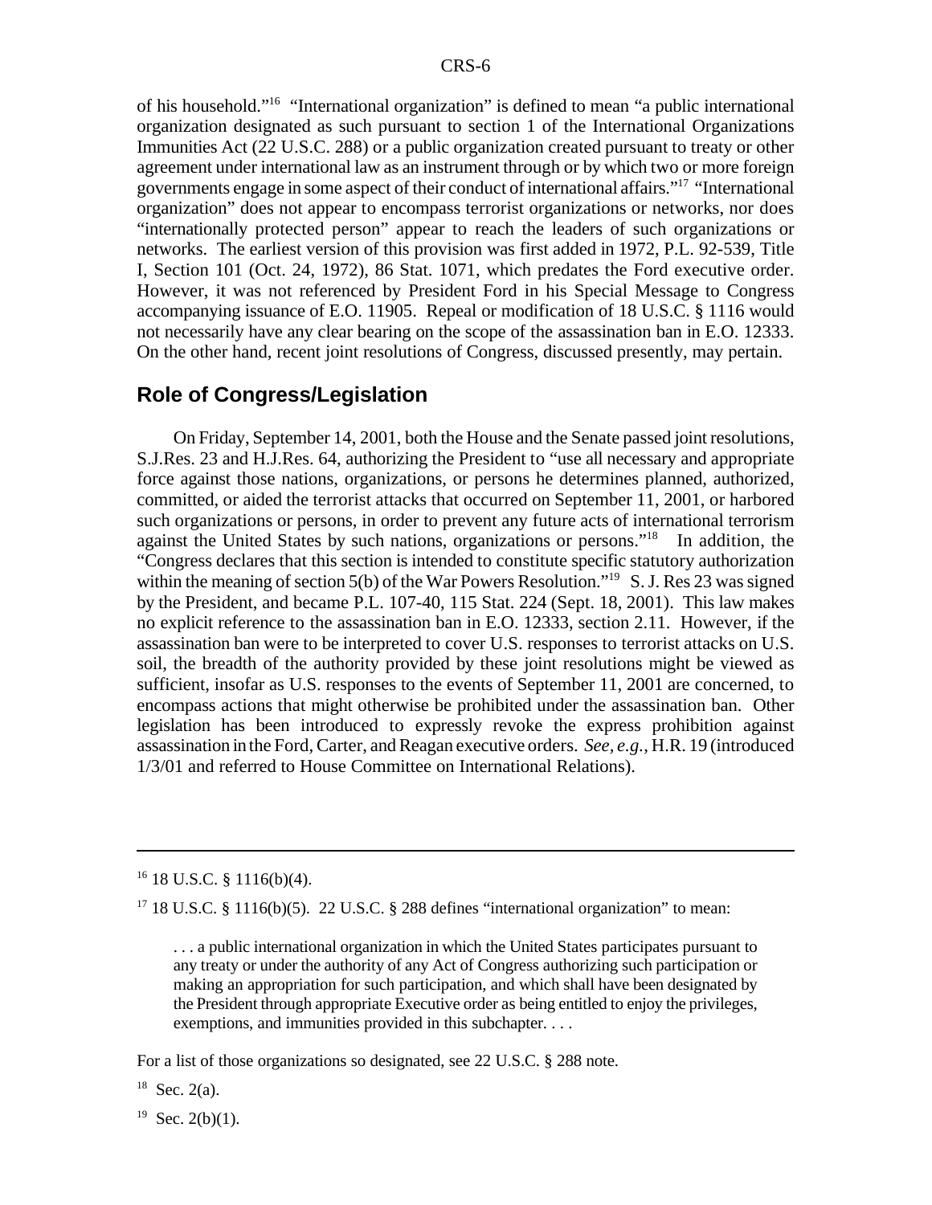of his household."[16] "International organization" is defined to mean "a public international organization designated as such pursuant to section 1 of the International Organizations Immunities Act (22 U.S.C. 288) or a public organization created pursuant to treaty or other agreement under international law as an instrument through or by which two or more foreign governments engage in some aspect of their conduct of international affairs."[17] "International organization" does not appear to encompass terrorist organizations or networks, nor does "internationally protected person" appear to reach the leaders of such organizations or networks. The earliest version of this provision was first added in 1972, P.L. 92-539, Title I, Section 101 (Oct. 24, 1972), 86 Stat. 1071, which predates the Ford executive order. However, it was not referenced by President Ford in his Special Message to Congress accompanying issuance of E.O. 11905. Repeal or modification of 18 U.S.C. § 1116 would not necessarily have any clear bearing on the scope of the assassination ban in E.O. 12333. On the other hand, recent joint resolutions of Congress, discussed presently, may pertain.

## Role of Congress/Legislation

On Friday, September 14, 2001, both the House and the Senate passed joint resolutions, S.J.Res. 23 and H.J.Res. 64, authorizing the President to "use all necessary and appropriate force against those nations, organizations, or persons he determines planned, authorized, committed, or aided the terrorist attacks that occurred on September 11, 2001, or harbored such organizations or persons, in order to prevent any future acts of international terrorism against the United States by such nations, organizations or persons."[18] In addition, the "Congress declares that this section is intended to constitute specific statutory authorization within the meaning of section 5(b) of the War Powers Resolution."[19] S. J. Res 23 was signed by the President, and became P.L. 107-40, 115 Stat. 224 (Sept. 18, 2001). This law makes no explicit reference to the assassination ban in E.O. 12333, section 2.11. However, if the assassination ban were to be interpreted to cover U.S. responses to terrorist attacks on U.S. soil, the breadth of the authority provided by these joint resolutions might be viewed as sufficient, insofar as U.S. responses to the events of September 11, 2001 are concerned, to encompass actions that might otherwise be prohibited under the assassination ban. Other legislation has been introduced to expressly revoke the express prohibition against assassination in the Ford, Carter, and Reagan executive orders. *See, e.g.*, H.R. 19 (introduced 1/3/01 and referred to House Committee on International Relations).

---

[16] 18 U.S.C. § 1116(b)(4).

[17] 18 U.S.C. § 1116(b)(5). 22 U.S.C. § 288 defines "international organization" to mean:

> . . . a public international organization in which the United States participates pursuant to any treaty or under the authority of any Act of Congress authorizing such participation or making an appropriation for such participation, and which shall have been designated by the President through appropriate Executive order as being entitled to enjoy the privileges, exemptions, and immunities provided in this subchapter. . . .

For a list of those organizations so designated, see 22 U.S.C. § 288 note.

[18] Sec. 2(a).

[19] Sec. 2(b)(1).